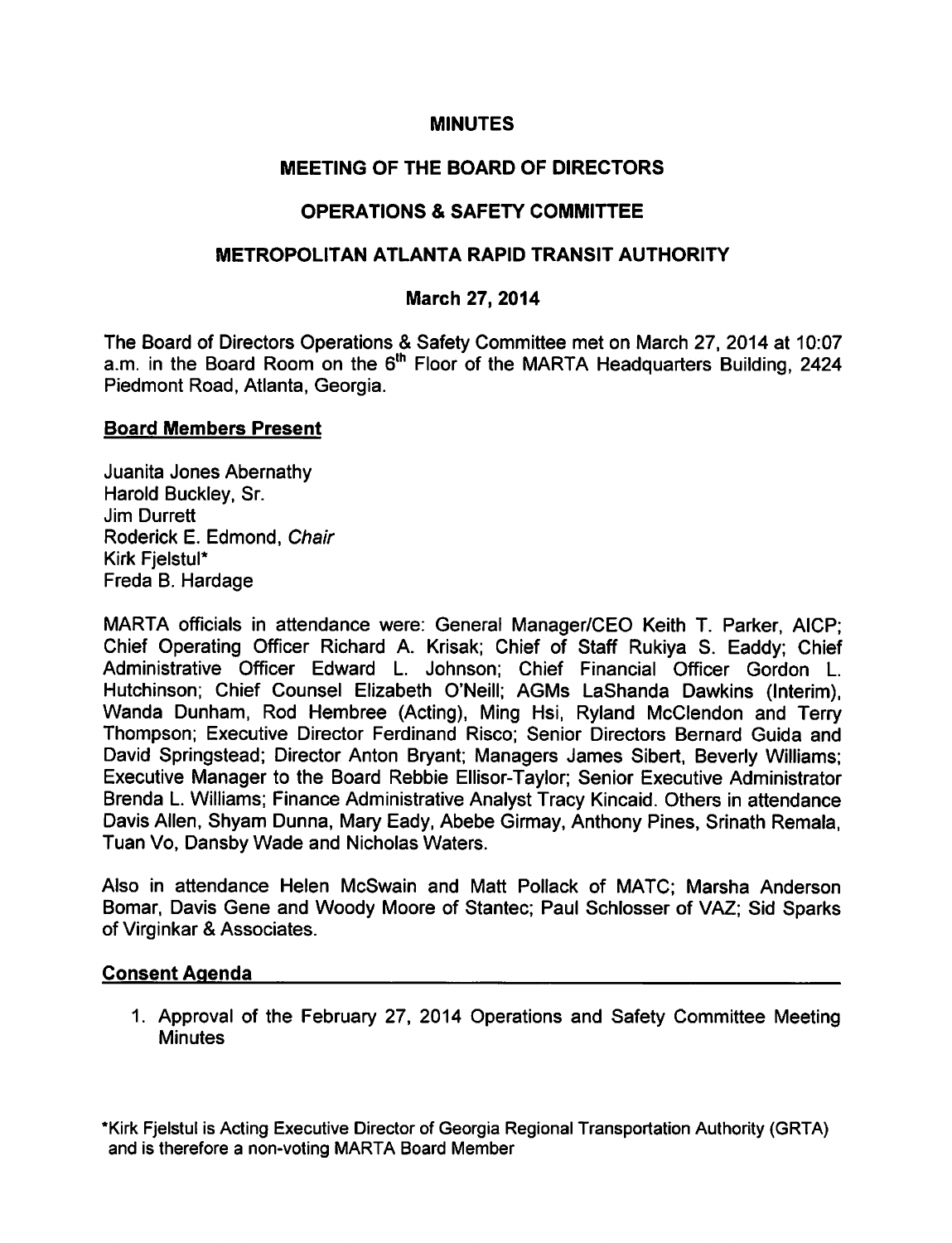# MINUTES

## MEETING OF THE BOARD OF DIRECTORS

## OPERATIONS & SAFETY COMMITTEE

## METROPOLITAN ATLANTA RAPID TRANSIT AUTHORITY

### March 27, 2014

The Board of Directors Operations & Safety Committee met on March 27, 2014 at 10:07 a.m. in the Board Room on the 6th Floor of the MARTA Headquarters Building, 2424 Piedmont Road, Atlanta, Georgia.

**Board Members Present**

Juanita Jones Abernathy
Harold Buckley, Sr.
Jim Durrett
Roderick E. Edmond, *Chair*
Kirk Fjelstul*
Freda B. Hardage

MARTA officials in attendance were: General Manager/CEO Keith T. Parker, AICP; Chief Operating Officer Richard A. Krisak; Chief of Staff Rukiya S. Eaddy; Chief Administrative Officer Edward L. Johnson; Chief Financial Officer Gordon L. Hutchinson; Chief Counsel Elizabeth O'Neill; AGMs LaShanda Dawkins (Interim), Wanda Dunham, Rod Hembree (Acting), Ming Hsi, Ryland McClendon and Terry Thompson; Executive Director Ferdinand Risco; Senior Directors Bernard Guida and David Springstead; Director Anton Bryant; Managers James Sibert, Beverly Williams; Executive Manager to the Board Rebbie Ellisor-Taylor; Senior Executive Administrator Brenda L. Williams; Finance Administrative Analyst Tracy Kincaid. Others in attendance Davis Allen, Shyam Dunna, Mary Eady, Abebe Girmay, Anthony Pines, Srinath Remala, Tuan Vo, Dansby Wade and Nicholas Waters.

Also in attendance Helen McSwain and Matt Pollack of MATC; Marsha Anderson Bomar, Davis Gene and Woody Moore of Stantec; Paul Schlosser of VAZ; Sid Sparks of Virginkar & Associates.

**Consent Agenda**

1. Approval of the February 27, 2014 Operations and Safety Committee Meeting Minutes

*Kirk Fjelstul is Acting Executive Director of Georgia Regional Transportation Authority (GRTA) and is therefore a non-voting MARTA Board Member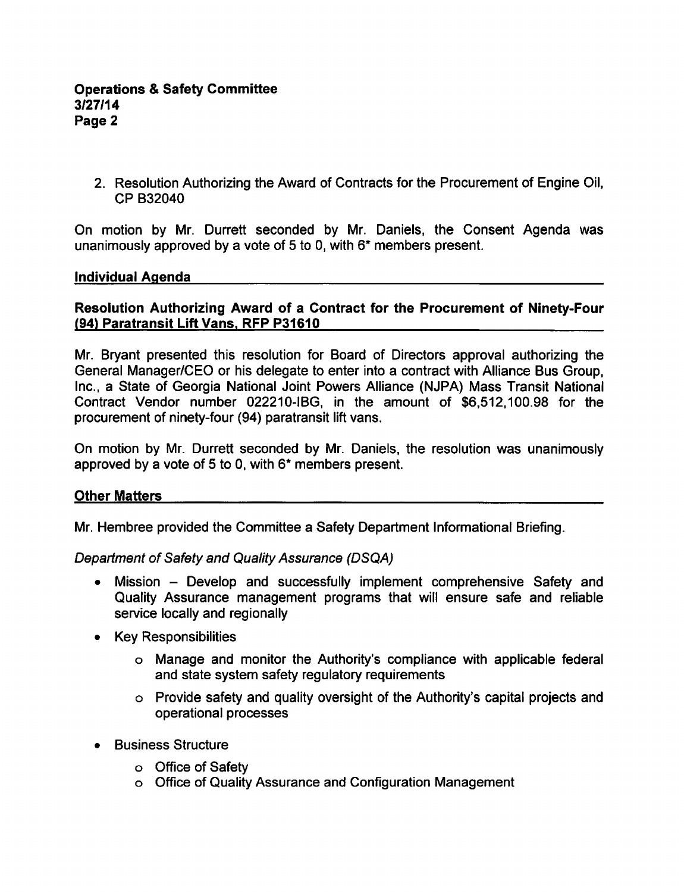2. Resolution Authorizing the Award of Contracts for the Procurement of Engine Oil, CP B32040

On motion by Mr. Durrett seconded by Mr. Daniels, the Consent Agenda was unanimously approved by a vote of 5 to 0, with 6* members present.

## Individual Agenda

### Resolution Authorizing Award of a Contract for the Procurement of Ninety-Four (94) Paratransit Lift Vans, RFP P31610

Mr. Bryant presented this resolution for Board of Directors approval authorizing the General Manager/CEO or his delegate to enter into a contract with Alliance Bus Group, Inc., a State of Georgia National Joint Powers Alliance (NJPA) Mass Transit National Contract Vendor number 022210-IBG, in the amount of $6,512,100.98 for the procurement of ninety-four (94) paratransit lift vans.

On motion by Mr. Durrett seconded by Mr. Daniels, the resolution was unanimously approved by a vote of 5 to 0, with 6* members present.

## Other Matters

Mr. Hembree provided the Committee a Safety Department Informational Briefing.

*Department of Safety and Quality Assurance (DSQA)*

- Mission – Develop and successfully implement comprehensive Safety and Quality Assurance management programs that will ensure safe and reliable service locally and regionally
- Key Responsibilities
  - Manage and monitor the Authority's compliance with applicable federal and state system safety regulatory requirements
  - Provide safety and quality oversight of the Authority's capital projects and operational processes
- Business Structure
  - Office of Safety
  - Office of Quality Assurance and Configuration Management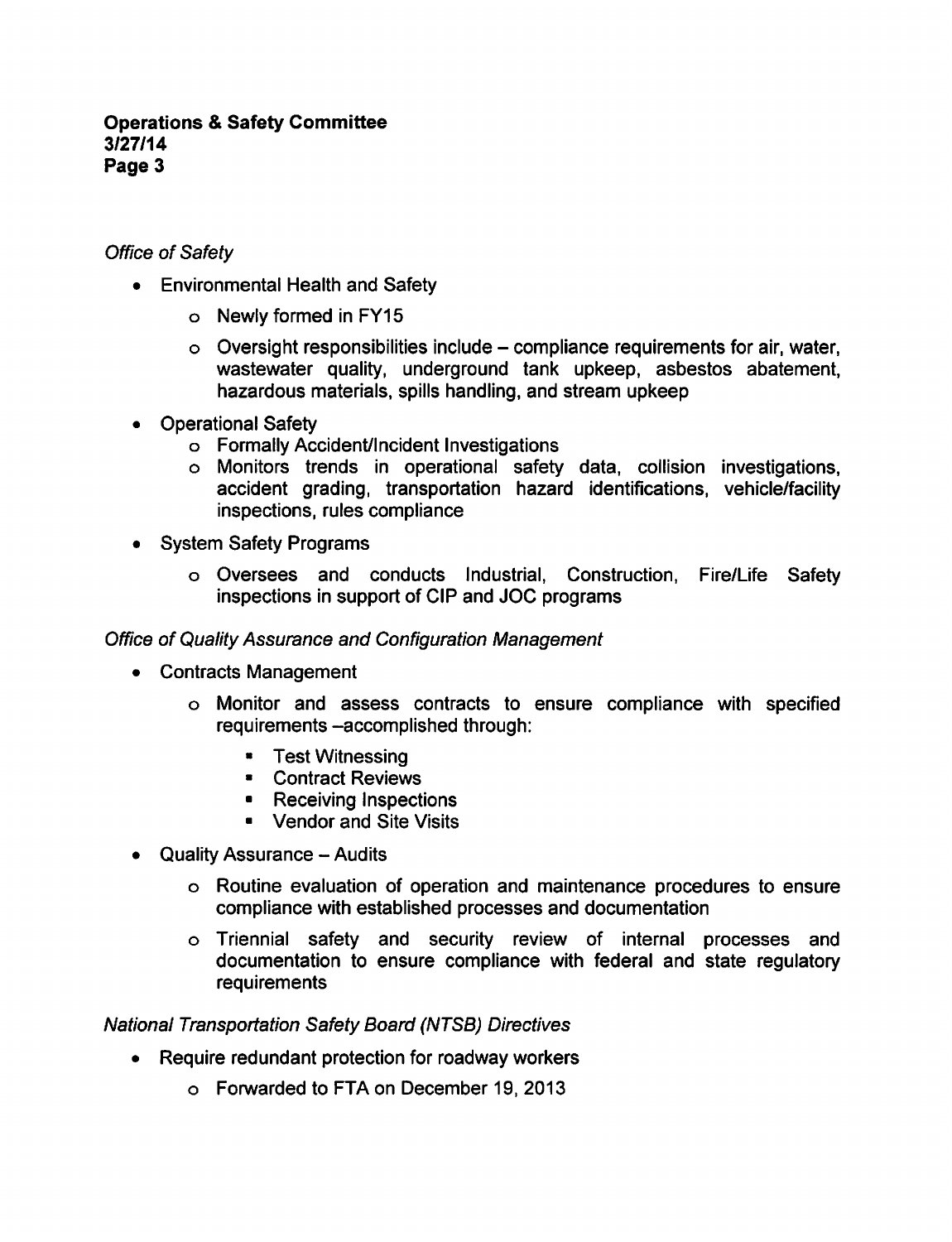*Office of Safety*

- Environmental Health and Safety
    - Newly formed in FY15
    - Oversight responsibilities include – compliance requirements for air, water, wastewater quality, underground tank upkeep, asbestos abatement, hazardous materials, spills handling, and stream upkeep
- Operational Safety
    - Formally Accident/Incident Investigations
    - Monitors trends in operational safety data, collision investigations, accident grading, transportation hazard identifications, vehicle/facility inspections, rules compliance
- System Safety Programs
    - Oversees and conducts Industrial, Construction, Fire/Life Safety inspections in support of CIP and JOC programs

*Office of Quality Assurance and Configuration Management*

- Contracts Management
    - Monitor and assess contracts to ensure compliance with specified requirements –accomplished through:
        - Test Witnessing
        - Contract Reviews
        - Receiving Inspections
        - Vendor and Site Visits
- Quality Assurance – Audits
    - Routine evaluation of operation and maintenance procedures to ensure compliance with established processes and documentation
    - Triennial safety and security review of internal processes and documentation to ensure compliance with federal and state regulatory requirements

*National Transportation Safety Board (NTSB) Directives*

- Require redundant protection for roadway workers
    - Forwarded to FTA on December 19, 2013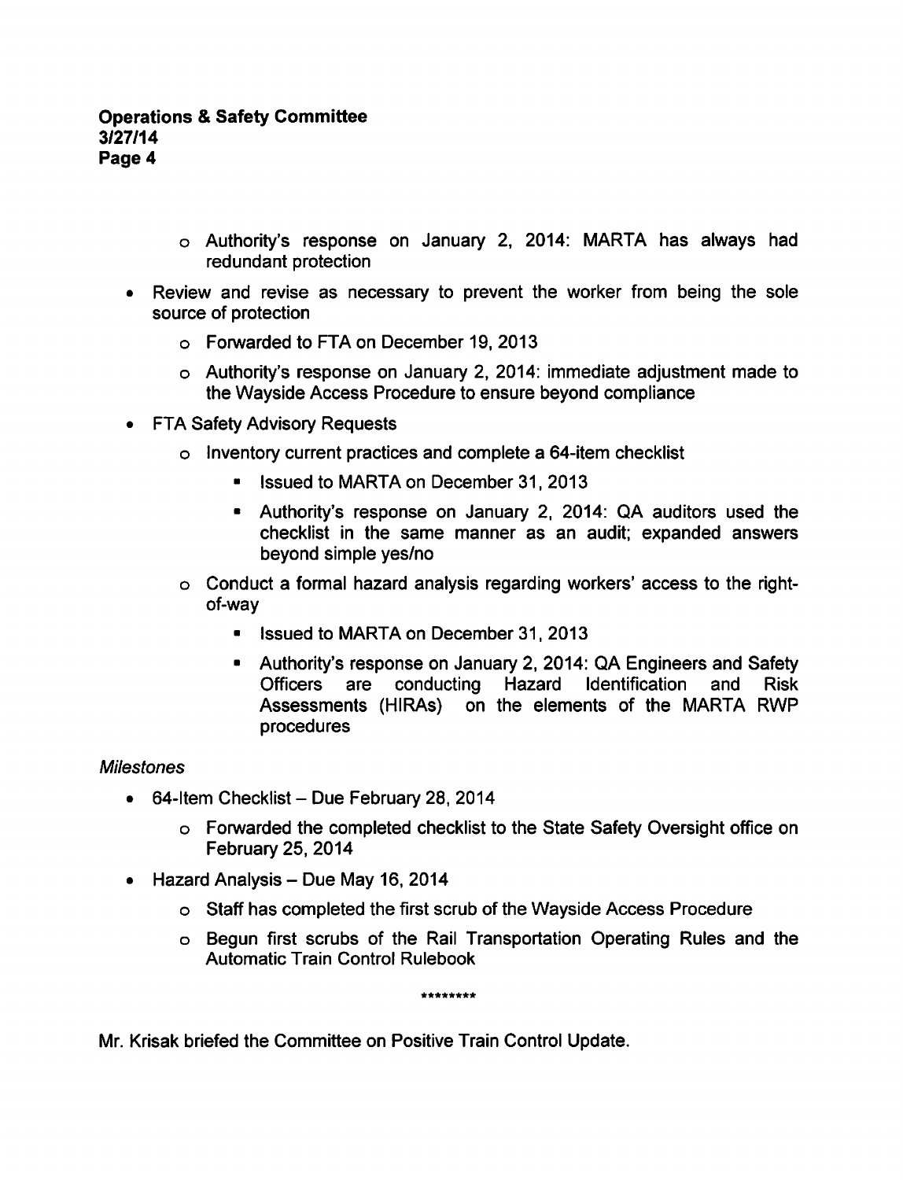- Authority's response on January 2, 2014: MARTA has always had redundant protection

- Review and revise as necessary to prevent the worker from being the sole source of protection
  - Forwarded to FTA on December 19, 2013
  - Authority's response on January 2, 2014: immediate adjustment made to the Wayside Access Procedure to ensure beyond compliance

- FTA Safety Advisory Requests
  - Inventory current practices and complete a 64-item checklist
    - Issued to MARTA on December 31, 2013
    - Authority's response on January 2, 2014: QA auditors used the checklist in the same manner as an audit; expanded answers beyond simple yes/no
  - Conduct a formal hazard analysis regarding workers' access to the right-of-way
    - Issued to MARTA on December 31, 2013
    - Authority's response on January 2, 2014: QA Engineers and Safety Officers are conducting Hazard Identification and Risk Assessments (HIRAs) on the elements of the MARTA RWP procedures

*Milestones*

- 64-Item Checklist – Due February 28, 2014
  - Forwarded the completed checklist to the State Safety Oversight office on February 25, 2014

- Hazard Analysis – Due May 16, 2014
  - Staff has completed the first scrub of the Wayside Access Procedure
  - Begun first scrubs of the Rail Transportation Operating Rules and the Automatic Train Control Rulebook

********

Mr. Krisak briefed the Committee on Positive Train Control Update.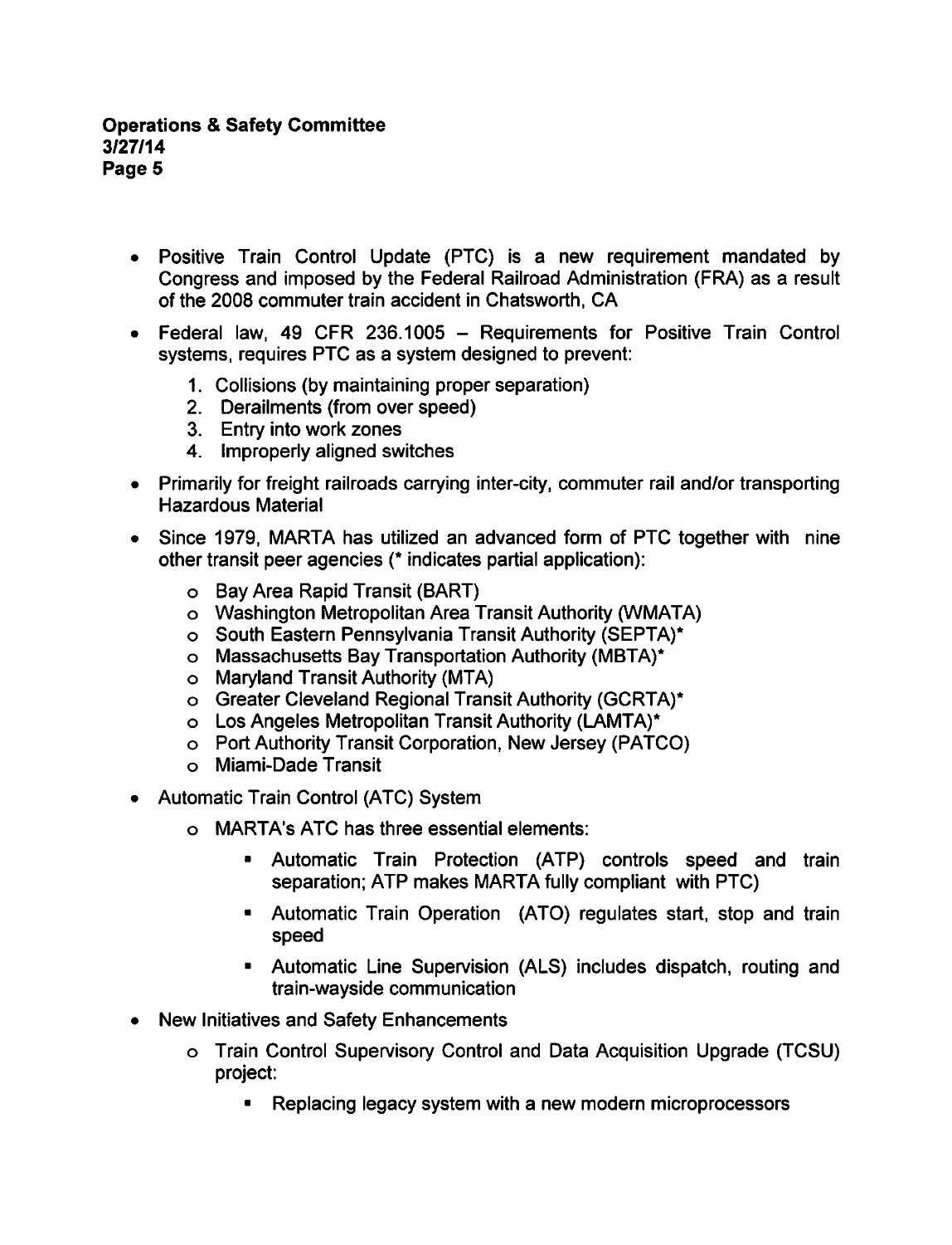- Positive Train Control Update (PTC) is a new requirement mandated by Congress and imposed by the Federal Railroad Administration (FRA) as a result of the 2008 commuter train accident in Chatsworth, CA
- Federal law, 49 CFR 236.1005 – Requirements for Positive Train Control systems, requires PTC as a system designed to prevent:
  1. Collisions (by maintaining proper separation)
  2. Derailments (from over speed)
  3. Entry into work zones
  4. Improperly aligned switches
- Primarily for freight railroads carrying inter-city, commuter rail and/or transporting Hazardous Material
- Since 1979, MARTA has utilized an advanced form of PTC together with nine other transit peer agencies (* indicates partial application):
  - Bay Area Rapid Transit (BART)
  - Washington Metropolitan Area Transit Authority (WMATA)
  - South Eastern Pennsylvania Transit Authority (SEPTA)*
  - Massachusetts Bay Transportation Authority (MBTA)*
  - Maryland Transit Authority (MTA)
  - Greater Cleveland Regional Transit Authority (GCRTA)*
  - Los Angeles Metropolitan Transit Authority (LAMTA)*
  - Port Authority Transit Corporation, New Jersey (PATCO)
  - Miami-Dade Transit
- Automatic Train Control (ATC) System
  - MARTA's ATC has three essential elements:
    - Automatic Train Protection (ATP) controls speed and train separation; ATP makes MARTA fully compliant with PTC)
    - Automatic Train Operation (ATO) regulates start, stop and train speed
    - Automatic Line Supervision (ALS) includes dispatch, routing and train-wayside communication
- New Initiatives and Safety Enhancements
  - Train Control Supervisory Control and Data Acquisition Upgrade (TCSU) project:
    - Replacing legacy system with a new modern microprocessors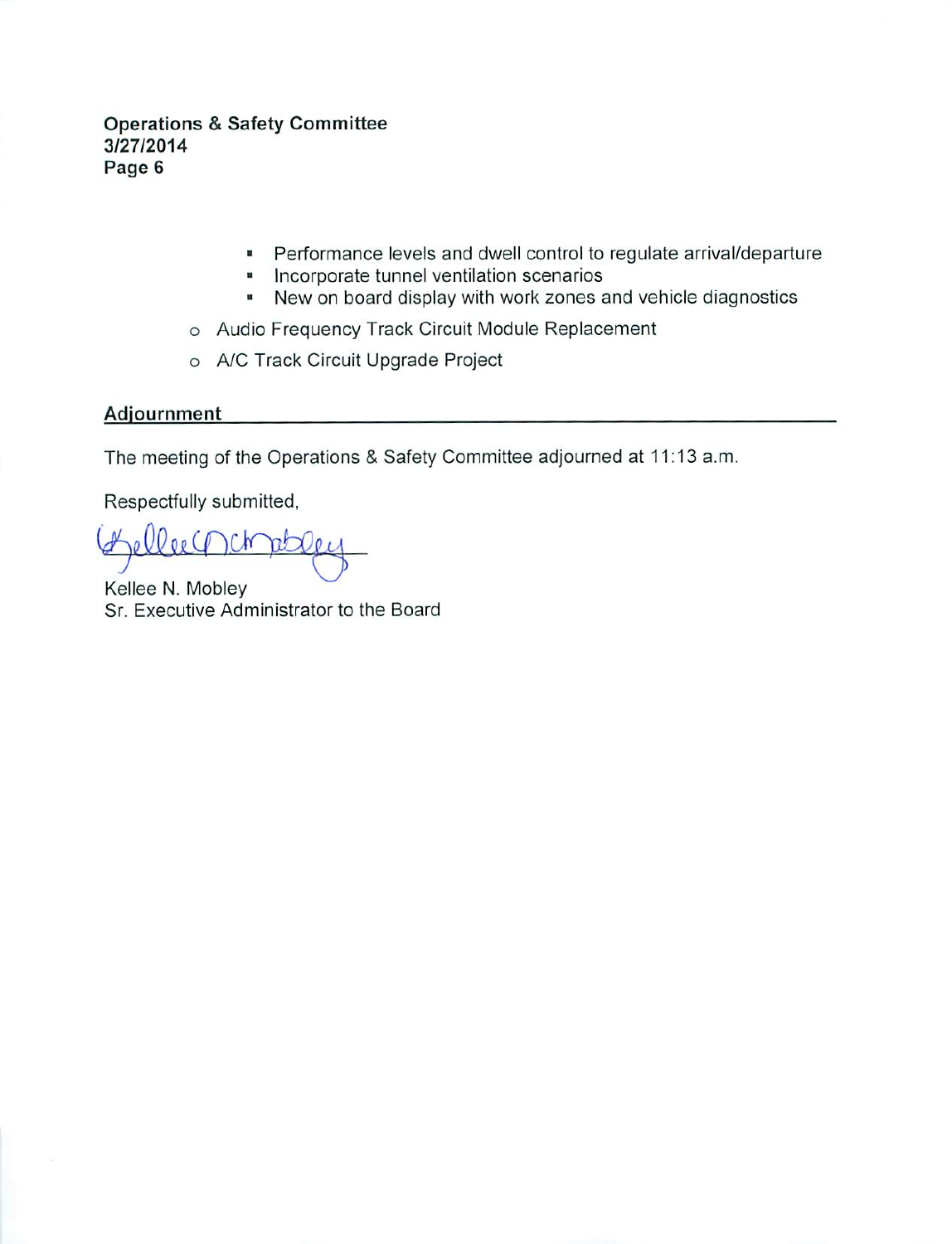- Performance levels and dwell control to regulate arrival/departure
        - Incorporate tunnel ventilation scenarios
        - New on board display with work zones and vehicle diagnostics
    - Audio Frequency Track Circuit Module Replacement
    - A/C Track Circuit Upgrade Project

## Adjournment

The meeting of the Operations & Safety Committee adjourned at 11:13 a.m.

Respectfully submitted,

Kellee N. Mobley
Sr. Executive Administrator to the Board